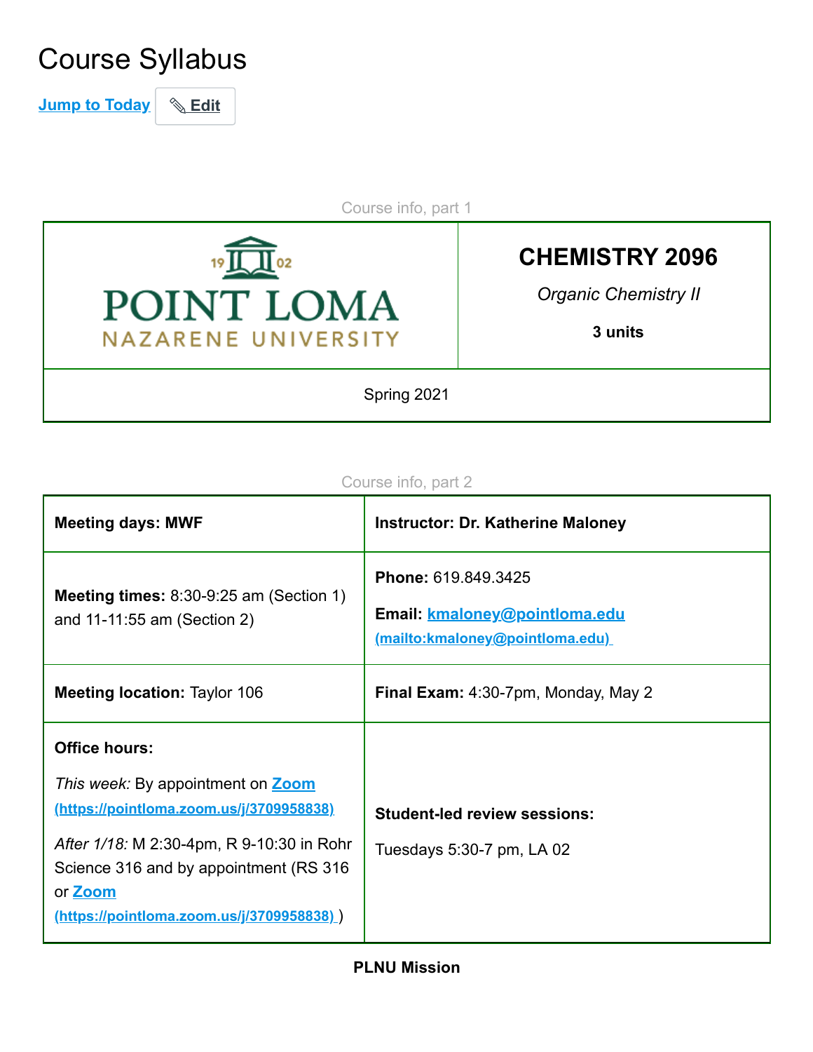# Course Syllabus

Jump to Today | Edit

Course info, part 1

| POINT LOMA NAZARENE UNIVERSITY | **CHEMISTRY 2096**<br>*Organic Chemistry II*<br>**3 units** |
|---|---|
| Spring 2021 | |

Course info, part 2

| **Meeting days: MWF** | **Instructor: Dr. Katherine Maloney** |
|---|---|
| **Meeting times:** 8:30-9:25 am (Section 1) and 11-11:55 am (Section 2) | **Phone:** 619.849.3425<br>**Email:** kmaloney@pointloma.edu (mailto:kmaloney@pointloma.edu) |
| **Meeting location:** Taylor 106 | **Final Exam:** 4:30-7pm, Monday, May 2 |
| **Office hours:**<br>*This week:* By appointment on Zoom (https://pointloma.zoom.us/j/3709958838)<br>*After 1/18:* M 2:30-4pm, R 9-10:30 in Rohr Science 316 and by appointment (RS 316 or Zoom (https://pointloma.zoom.us/j/3709958838) ) | **Student-led review sessions:**<br>Tuesdays 5:30-7 pm, LA 02 |

**PLNU Mission**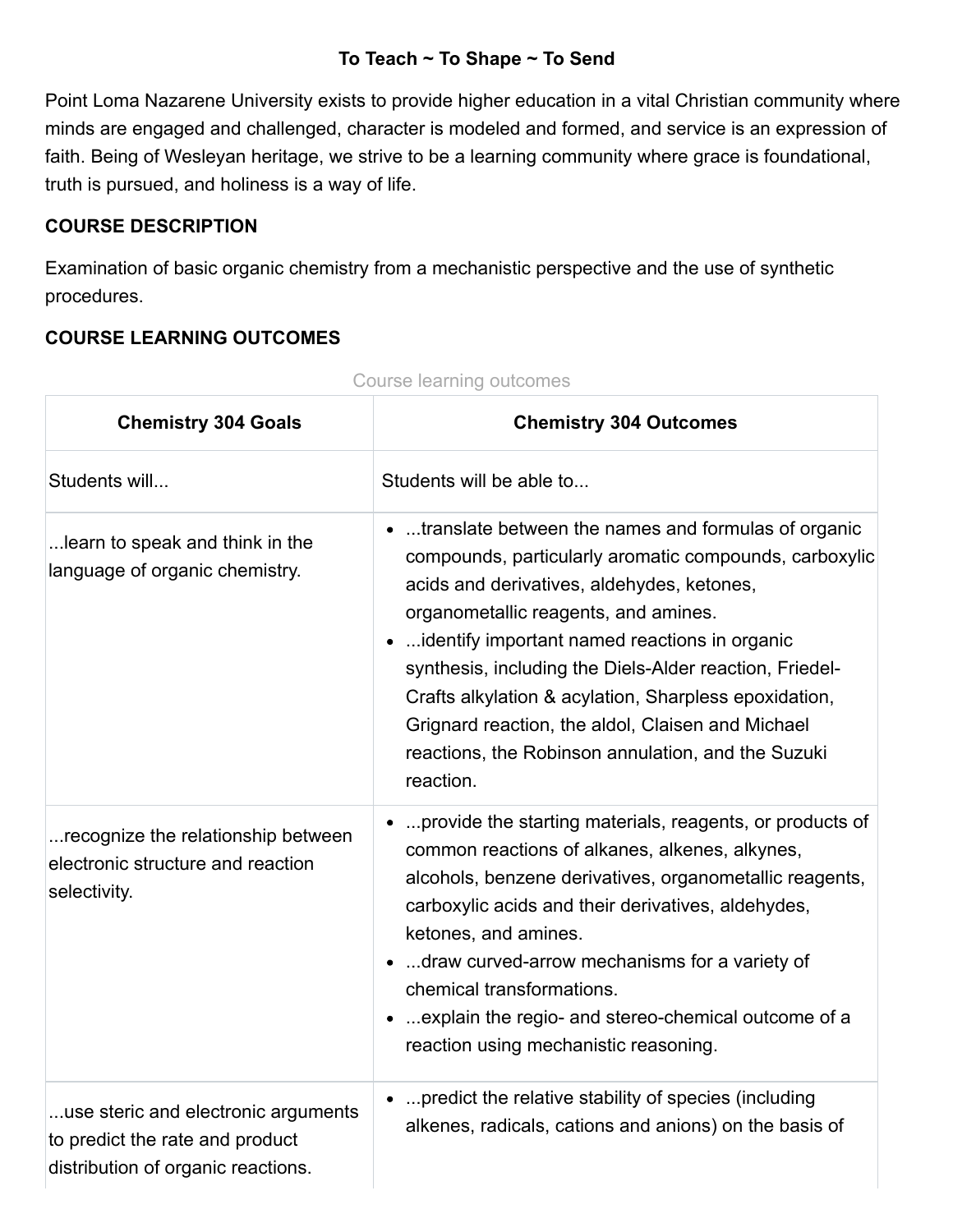**To Teach ~ To Shape ~ To Send**

Point Loma Nazarene University exists to provide higher education in a vital Christian community where minds are engaged and challenged, character is modeled and formed, and service is an expression of faith. Being of Wesleyan heritage, we strive to be a learning community where grace is foundational, truth is pursued, and holiness is a way of life.

**COURSE DESCRIPTION**

Examination of basic organic chemistry from a mechanistic perspective and the use of synthetic procedures.

**COURSE LEARNING OUTCOMES**

Course learning outcomes

| Chemistry 304 Goals | Chemistry 304 Outcomes |
| --- | --- |
| Students will... | Students will be able to... |
| ...learn to speak and think in the language of organic chemistry. | • ...translate between the names and formulas of organic compounds, particularly aromatic compounds, carboxylic acids and derivatives, aldehydes, ketones, organometallic reagents, and amines.<br>• ...identify important named reactions in organic synthesis, including the Diels-Alder reaction, Friedel-Crafts alkylation & acylation, Sharpless epoxidation, Grignard reaction, the aldol, Claisen and Michael reactions, the Robinson annulation, and the Suzuki reaction. |
| ...recognize the relationship between electronic structure and reaction selectivity. | • ...provide the starting materials, reagents, or products of common reactions of alkanes, alkenes, alkynes, alcohols, benzene derivatives, organometallic reagents, carboxylic acids and their derivatives, aldehydes, ketones, and amines.<br>• ...draw curved-arrow mechanisms for a variety of chemical transformations.<br>• ...explain the regio- and stereo-chemical outcome of a reaction using mechanistic reasoning. |
| ...use steric and electronic arguments to predict the rate and product distribution of organic reactions. | • ...predict the relative stability of species (including alkenes, radicals, cations and anions) on the basis of |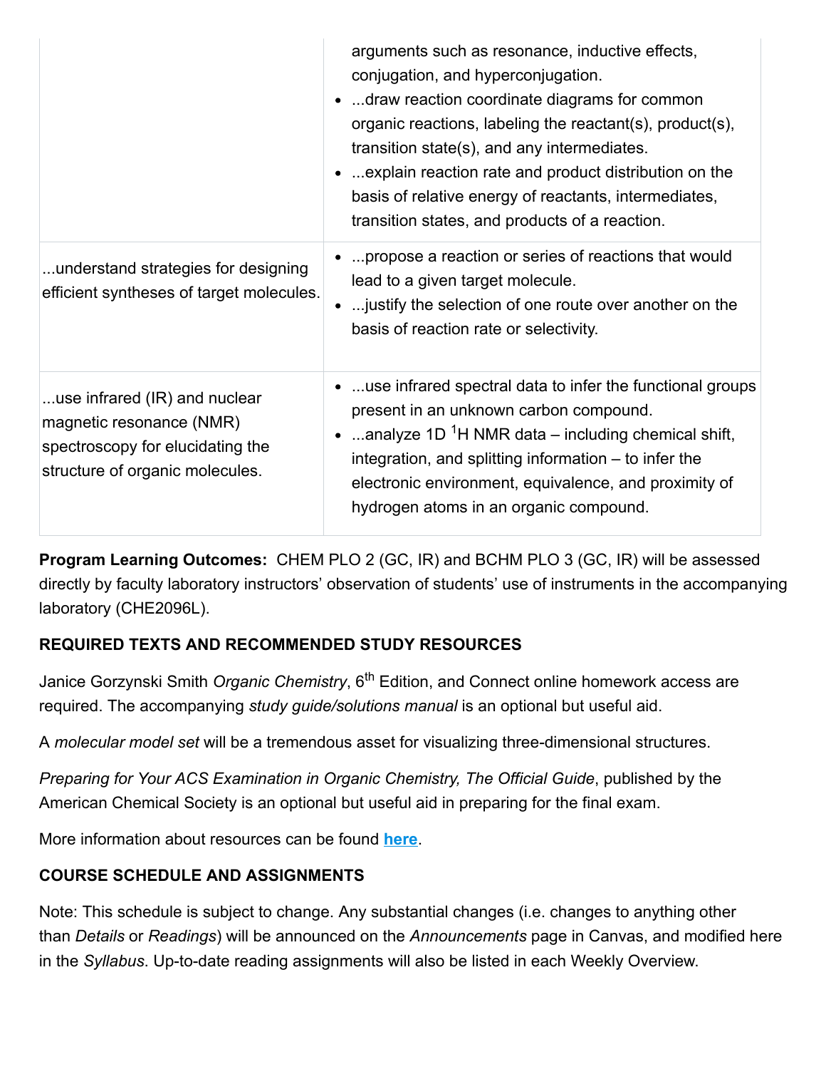| | |
|---|---|
| | arguments such as resonance, inductive effects, conjugation, and hyperconjugation.<br>• ...draw reaction coordinate diagrams for common organic reactions, labeling the reactant(s), product(s), transition state(s), and any intermediates.<br>• ...explain reaction rate and product distribution on the basis of relative energy of reactants, intermediates, transition states, and products of a reaction. |
| ...understand strategies for designing efficient syntheses of target molecules. | • ...propose a reaction or series of reactions that would lead to a given target molecule.<br>• ...justify the selection of one route over another on the basis of reaction rate or selectivity. |
| ...use infrared (IR) and nuclear magnetic resonance (NMR) spectroscopy for elucidating the structure of organic molecules. | • ...use infrared spectral data to infer the functional groups present in an unknown carbon compound.<br>• ...analyze 1D $^1$H NMR data – including chemical shift, integration, and splitting information – to infer the electronic environment, equivalence, and proximity of hydrogen atoms in an organic compound. |

**Program Learning Outcomes:** CHEM PLO 2 (GC, IR) and BCHM PLO 3 (GC, IR) will be assessed directly by faculty laboratory instructors' observation of students' use of instruments in the accompanying laboratory (CHE2096L).

**REQUIRED TEXTS AND RECOMMENDED STUDY RESOURCES**

Janice Gorzynski Smith *Organic Chemistry*, 6$^{th}$ Edition, and Connect online homework access are required. The accompanying *study guide/solutions manual* is an optional but useful aid.

A *molecular model set* will be a tremendous asset for visualizing three-dimensional structures.

*Preparing for Your ACS Examination in Organic Chemistry, The Official Guide*, published by the American Chemical Society is an optional but useful aid in preparing for the final exam.

More information about resources can be found **here**.

**COURSE SCHEDULE AND ASSIGNMENTS**

Note: This schedule is subject to change. Any substantial changes (i.e. changes to anything other than *Details* or *Readings*) will be announced on the *Announcements* page in Canvas, and modified here in the *Syllabus*. Up-to-date reading assignments will also be listed in each Weekly Overview.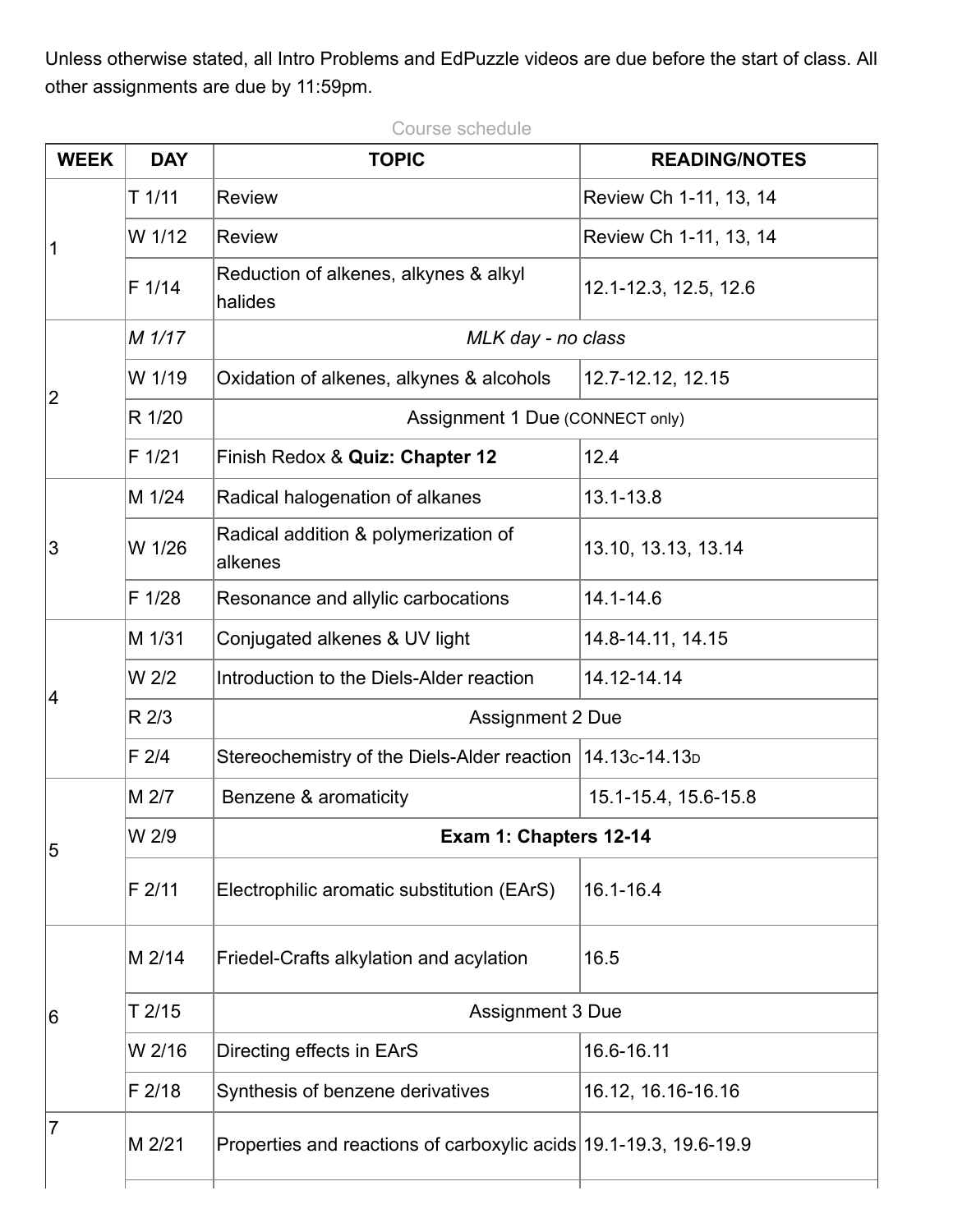Unless otherwise stated, all Intro Problems and EdPuzzle videos are due before the start of class. All other assignments are due by 11:59pm.

Course schedule

| WEEK | DAY | TOPIC | READING/NOTES |
|---|---|---|---|
| 1 | T 1/11 | Review | Review Ch 1-11, 13, 14 |
| | W 1/12 | Review | Review Ch 1-11, 13, 14 |
| | F 1/14 | Reduction of alkenes, alkynes & alkyl halides | 12.1-12.3, 12.5, 12.6 |
| 2 | *M 1/17* | *MLK day - no class* | |
| | W 1/19 | Oxidation of alkenes, alkynes & alcohols | 12.7-12.12, 12.15 |
| | R 1/20 | Assignment 1 Due (CONNECT only) | |
| | F 1/21 | Finish Redox & **Quiz: Chapter 12** | 12.4 |
| 3 | M 1/24 | Radical halogenation of alkanes | 13.1-13.8 |
| | W 1/26 | Radical addition & polymerization of alkenes | 13.10, 13.13, 13.14 |
| | F 1/28 | Resonance and allylic carbocations | 14.1-14.6 |
| 4 | M 1/31 | Conjugated alkenes & UV light | 14.8-14.11, 14.15 |
| | W 2/2 | Introduction to the Diels-Alder reaction | 14.12-14.14 |
| | R 2/3 | Assignment 2 Due | |
| | F 2/4 | Stereochemistry of the Diels-Alder reaction | 14.13C-14.13D |
| 5 | M 2/7 | Benzene & aromaticity | 15.1-15.4, 15.6-15.8 |
| | W 2/9 | **Exam 1: Chapters 12-14** | |
| | F 2/11 | Electrophilic aromatic substitution (EArS) | 16.1-16.4 |
| 6 | M 2/14 | Friedel-Crafts alkylation and acylation | 16.5 |
| | T 2/15 | Assignment 3 Due | |
| | W 2/16 | Directing effects in EArS | 16.6-16.11 |
| | F 2/18 | Synthesis of benzene derivatives | 16.12, 16.16-16.16 |
| 7 | M 2/21 | Properties and reactions of carboxylic acids | 19.1-19.3, 19.6-19.9 |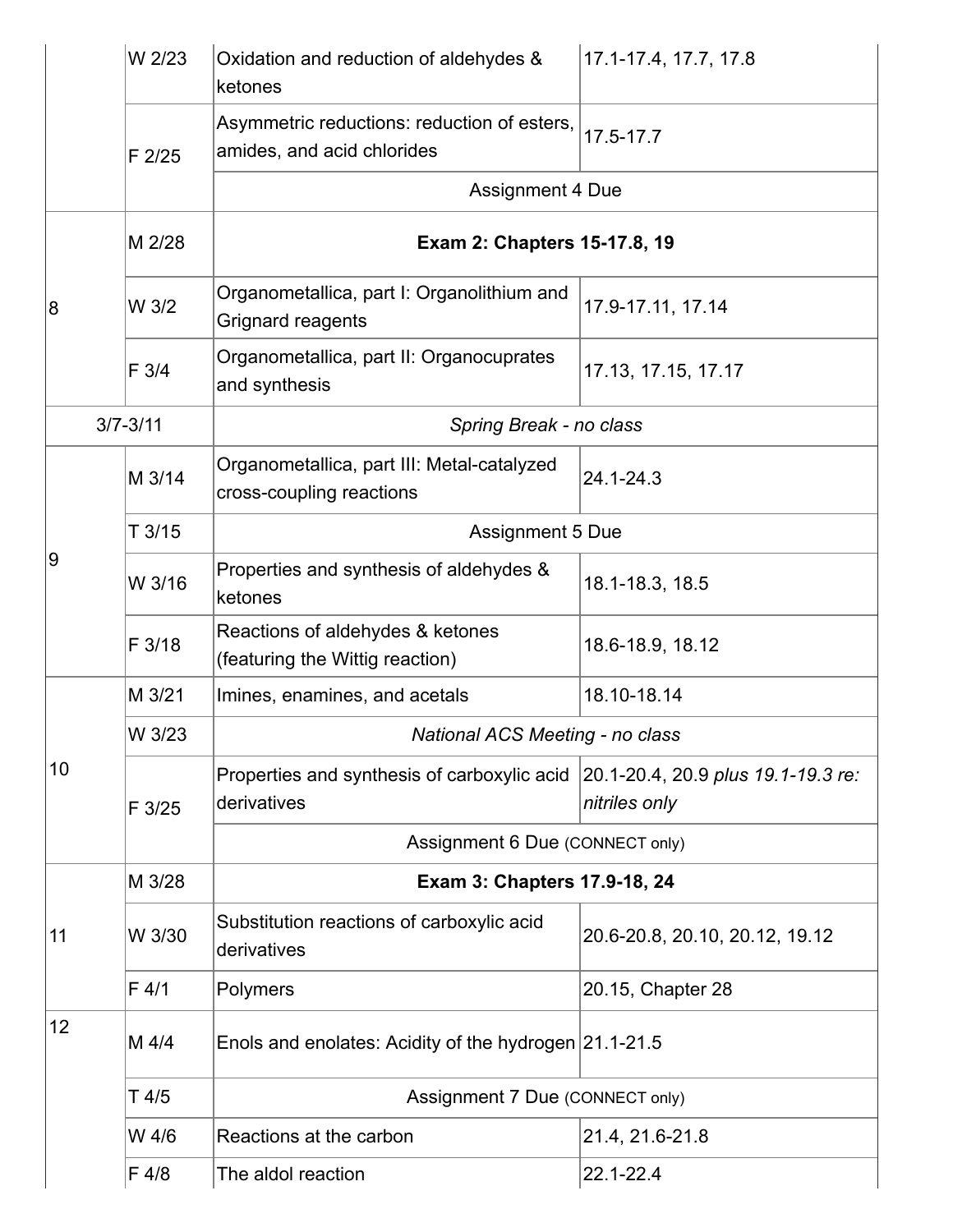| | | | |
|---|---|---|---|
| | W 2/23 | Oxidation and reduction of aldehydes & ketones | 17.1-17.4, 17.7, 17.8 |
| | F 2/25 | Asymmetric reductions: reduction of esters, amides, and acid chlorides | 17.5-17.7 |
| | | Assignment 4 Due | |
| 8 | M 2/28 | **Exam 2: Chapters 15-17.8, 19** | |
| | W 3/2 | Organometallica, part I: Organolithium and Grignard reagents | 17.9-17.11, 17.14 |
| | F 3/4 | Organometallica, part II: Organocuprates and synthesis | 17.13, 17.15, 17.17 |
| 3/7-3/11 | | *Spring Break - no class* | |
| 9 | M 3/14 | Organometallica, part III: Metal-catalyzed cross-coupling reactions | 24.1-24.3 |
| | T 3/15 | Assignment 5 Due | |
| | W 3/16 | Properties and synthesis of aldehydes & ketones | 18.1-18.3, 18.5 |
| | F 3/18 | Reactions of aldehydes & ketones (featuring the Wittig reaction) | 18.6-18.9, 18.12 |
| 10 | M 3/21 | Imines, enamines, and acetals | 18.10-18.14 |
| | W 3/23 | *National ACS Meeting - no class* | |
| | F 3/25 | Properties and synthesis of carboxylic acid derivatives | 20.1-20.4, 20.9 *plus 19.1-19.3 re: nitriles only* |
| | | Assignment 6 Due (CONNECT only) | |
| 11 | M 3/28 | **Exam 3: Chapters 17.9-18, 24** | |
| | W 3/30 | Substitution reactions of carboxylic acid derivatives | 20.6-20.8, 20.10, 20.12, 19.12 |
| | F 4/1 | Polymers | 20.15, Chapter 28 |
| 12 | M 4/4 | Enols and enolates: Acidity of the hydrogen | 21.1-21.5 |
| | T 4/5 | Assignment 7 Due (CONNECT only) | |
| | W 4/6 | Reactions at the carbon | 21.4, 21.6-21.8 |
| | F 4/8 | The aldol reaction | 22.1-22.4 |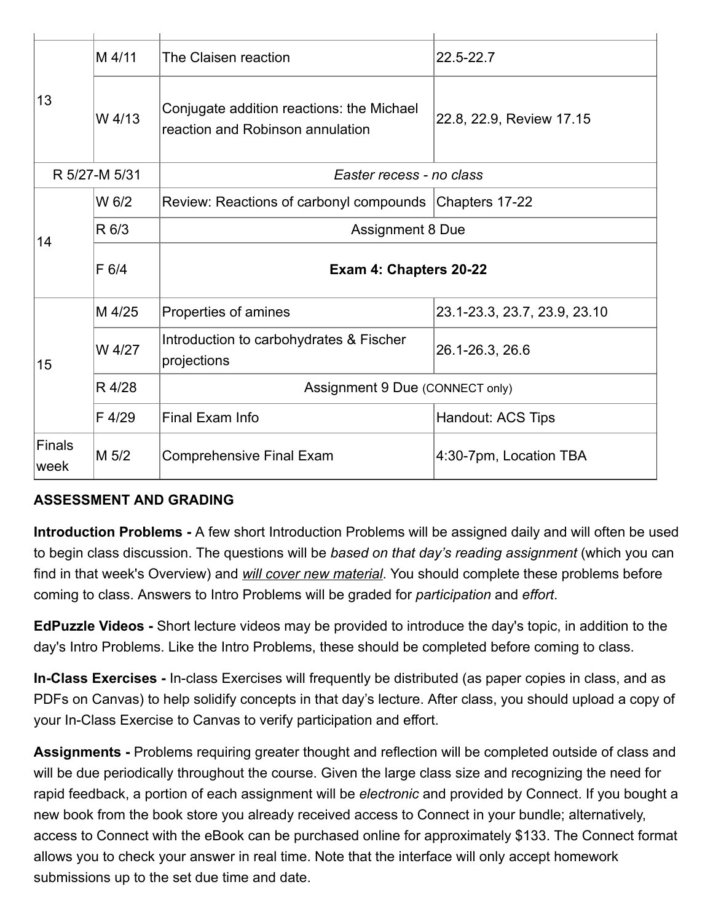| | | | |
|---|---|---|---|
| 13 | M 4/11 | The Claisen reaction | 22.5-22.7 |
| | W 4/13 | Conjugate addition reactions: the Michael reaction and Robinson annulation | 22.8, 22.9, Review 17.15 |
| R 5/27-M 5/31 | | *Easter recess - no class* | |
| 14 | W 6/2 | Review: Reactions of carbonyl compounds | Chapters 17-22 |
| | R 6/3 | Assignment 8 Due | |
| | F 6/4 | **Exam 4: Chapters 20-22** | |
| 15 | M 4/25 | Properties of amines | 23.1-23.3, 23.7, 23.9, 23.10 |
| | W 4/27 | Introduction to carbohydrates & Fischer projections | 26.1-26.3, 26.6 |
| | R 4/28 | Assignment 9 Due (CONNECT only) | |
| | F 4/29 | Final Exam Info | Handout: ACS Tips |
| Finals week | M 5/2 | Comprehensive Final Exam | 4:30-7pm, Location TBA |

**ASSESSMENT AND GRADING**

**Introduction Problems -** A few short Introduction Problems will be assigned daily and will often be used to begin class discussion. The questions will be *based on that day's reading assignment* (which you can find in that week's Overview) and *will cover new material*. You should complete these problems before coming to class. Answers to Intro Problems will be graded for *participation* and *effort*.

**EdPuzzle Videos -** Short lecture videos may be provided to introduce the day's topic, in addition to the day's Intro Problems. Like the Intro Problems, these should be completed before coming to class.

**In-Class Exercises -** In-class Exercises will frequently be distributed (as paper copies in class, and as PDFs on Canvas) to help solidify concepts in that day's lecture. After class, you should upload a copy of your In-Class Exercise to Canvas to verify participation and effort.

**Assignments -** Problems requiring greater thought and reflection will be completed outside of class and will be due periodically throughout the course. Given the large class size and recognizing the need for rapid feedback, a portion of each assignment will be *electronic* and provided by Connect. If you bought a new book from the book store you already received access to Connect in your bundle; alternatively, access to Connect with the eBook can be purchased online for approximately $133. The Connect format allows you to check your answer in real time. Note that the interface will only accept homework submissions up to the set due time and date.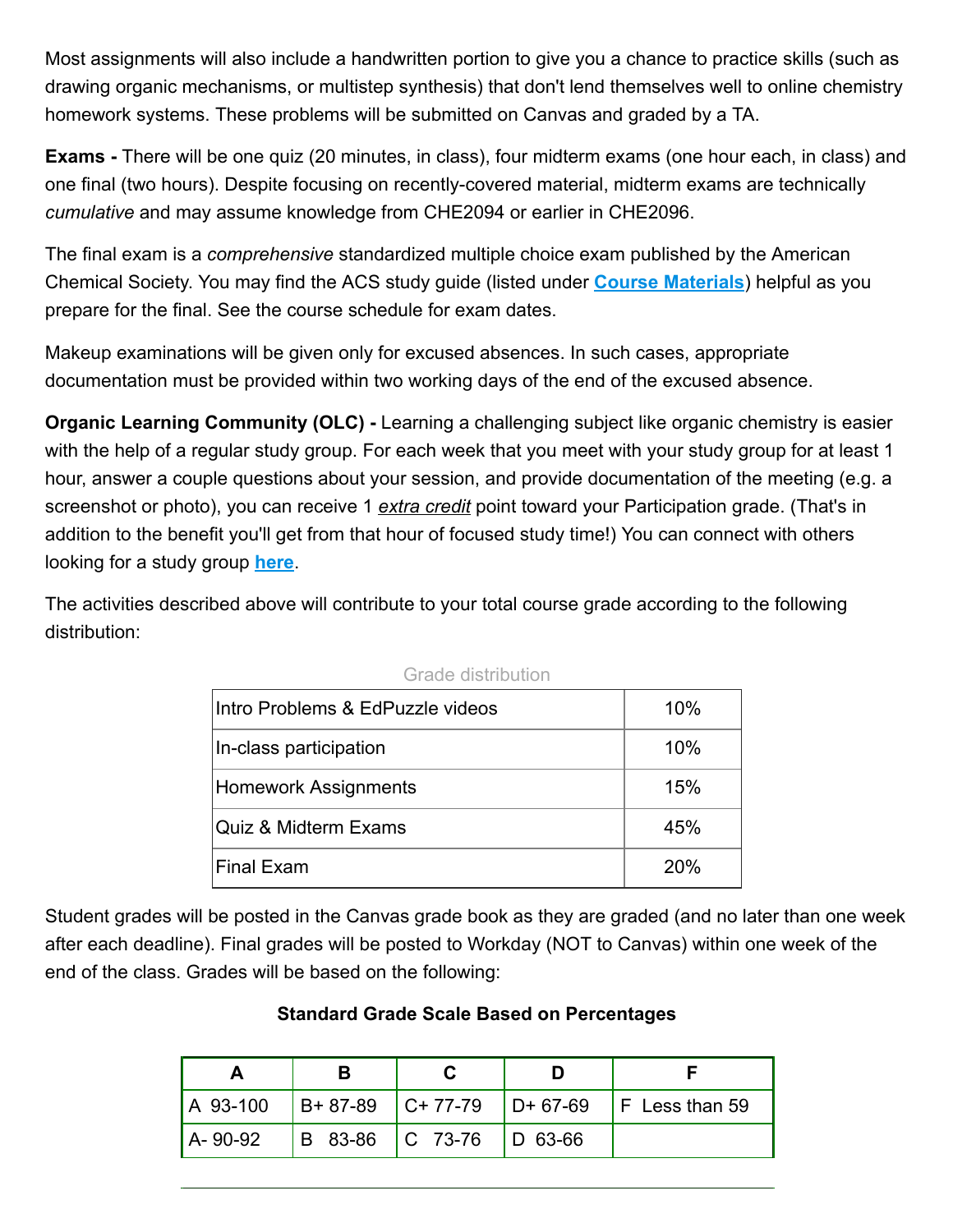Most assignments will also include a handwritten portion to give you a chance to practice skills (such as drawing organic mechanisms, or multistep synthesis) that don't lend themselves well to online chemistry homework systems. These problems will be submitted on Canvas and graded by a TA.

**Exams -** There will be one quiz (20 minutes, in class), four midterm exams (one hour each, in class) and one final (two hours). Despite focusing on recently-covered material, midterm exams are technically *cumulative* and may assume knowledge from CHE2094 or earlier in CHE2096.

The final exam is a *comprehensive* standardized multiple choice exam published by the American Chemical Society. You may find the ACS study guide (listed under **Course Materials**) helpful as you prepare for the final. See the course schedule for exam dates.

Makeup examinations will be given only for excused absences. In such cases, appropriate documentation must be provided within two working days of the end of the excused absence.

**Organic Learning Community (OLC) -** Learning a challenging subject like organic chemistry is easier with the help of a regular study group. For each week that you meet with your study group for at least 1 hour, answer a couple questions about your session, and provide documentation of the meeting (e.g. a screenshot or photo), you can receive 1 *extra credit* point toward your Participation grade. (That's in addition to the benefit you'll get from that hour of focused study time!) You can connect with others looking for a study group **here**.

The activities described above will contribute to your total course grade according to the following distribution:

Grade distribution

| Category | Weight |
|---|---|
| Intro Problems & EdPuzzle videos | 10% |
| In-class participation | 10% |
| Homework Assignments | 15% |
| Quiz & Midterm Exams | 45% |
| Final Exam | 20% |

Student grades will be posted in the Canvas grade book as they are graded (and no later than one week after each deadline). Final grades will be posted to Workday (NOT to Canvas) within one week of the end of the class. Grades will be based on the following:

**Standard Grade Scale Based on Percentages**

| A | B | C | D | F |
|---|---|---|---|---|
| A 93-100 | B+ 87-89 | C+ 77-79 | D+ 67-69 | F Less than 59 |
| A- 90-92 | B 83-86 | C 73-76 | D 63-66 | |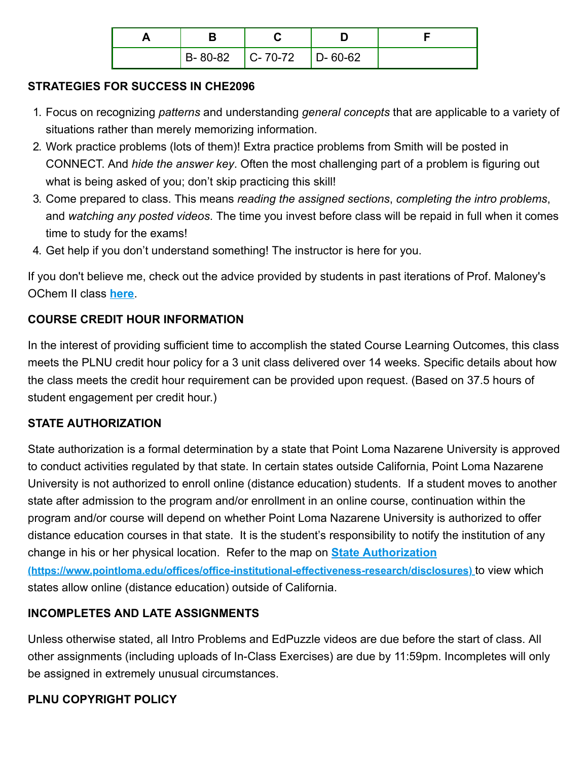| A | B | C | D | F |
|---|---|---|---|---|
| | B- 80-82 | C- 70-72 | D- 60-62 | |

**STRATEGIES FOR SUCCESS IN CHE2096**

1. Focus on recognizing *patterns* and understanding *general concepts* that are applicable to a variety of situations rather than merely memorizing information.
2. Work practice problems (lots of them)! Extra practice problems from Smith will be posted in CONNECT. And *hide the answer key*. Often the most challenging part of a problem is figuring out what is being asked of you; don't skip practicing this skill!
3. Come prepared to class. This means *reading the assigned sections*, *completing the intro problems*, and *watching any posted videos*. The time you invest before class will be repaid in full when it comes time to study for the exams!
4. Get help if you don't understand something! The instructor is here for you.

If you don't believe me, check out the advice provided by students in past iterations of Prof. Maloney's OChem II class **here**.

**COURSE CREDIT HOUR INFORMATION**

In the interest of providing sufficient time to accomplish the stated Course Learning Outcomes, this class meets the PLNU credit hour policy for a 3 unit class delivered over 14 weeks. Specific details about how the class meets the credit hour requirement can be provided upon request. (Based on 37.5 hours of student engagement per credit hour.)

**STATE AUTHORIZATION**

State authorization is a formal determination by a state that Point Loma Nazarene University is approved to conduct activities regulated by that state. In certain states outside California, Point Loma Nazarene University is not authorized to enroll online (distance education) students. If a student moves to another state after admission to the program and/or enrollment in an online course, continuation within the program and/or course will depend on whether Point Loma Nazarene University is authorized to offer distance education courses in that state. It is the student's responsibility to notify the institution of any change in his or her physical location. Refer to the map on **State Authorization (https://www.pointloma.edu/offices/office-institutional-effectiveness-research/disclosures)** to view which states allow online (distance education) outside of California.

**INCOMPLETES AND LATE ASSIGNMENTS**

Unless otherwise stated, all Intro Problems and EdPuzzle videos are due before the start of class. All other assignments (including uploads of In-Class Exercises) are due by 11:59pm. Incompletes will only be assigned in extremely unusual circumstances.

**PLNU COPYRIGHT POLICY**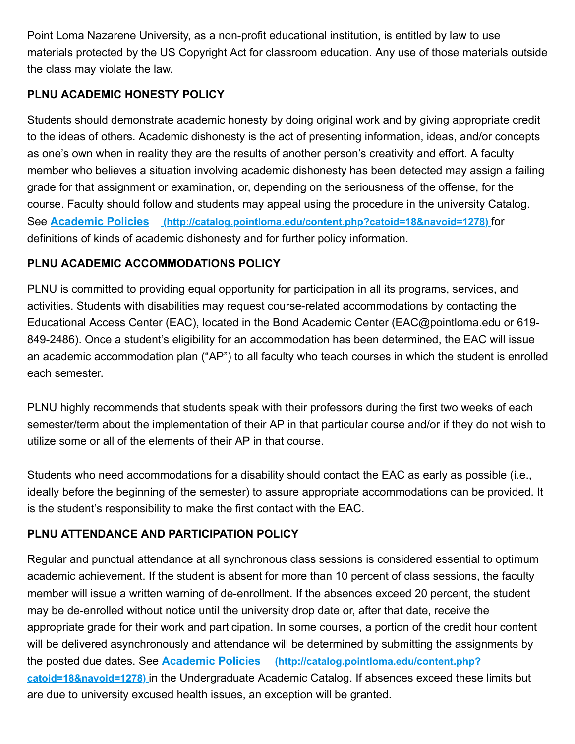Point Loma Nazarene University, as a non-profit educational institution, is entitled by law to use materials protected by the US Copyright Act for classroom education. Any use of those materials outside the class may violate the law.

**PLNU ACADEMIC HONESTY POLICY**

Students should demonstrate academic honesty by doing original work and by giving appropriate credit to the ideas of others. Academic dishonesty is the act of presenting information, ideas, and/or concepts as one's own when in reality they are the results of another person's creativity and effort. A faculty member who believes a situation involving academic dishonesty has been detected may assign a failing grade for that assignment or examination, or, depending on the seriousness of the offense, for the course. Faculty should follow and students may appeal using the procedure in the university Catalog. See **[Academic Policies](http://catalog.pointloma.edu/content.php?catoid=18&navoid=1278)** (http://catalog.pointloma.edu/content.php?catoid=18&navoid=1278) for definitions of kinds of academic dishonesty and for further policy information.

**PLNU ACADEMIC ACCOMMODATIONS POLICY**

PLNU is committed to providing equal opportunity for participation in all its programs, services, and activities. Students with disabilities may request course-related accommodations by contacting the Educational Access Center (EAC), located in the Bond Academic Center (EAC@pointloma.edu or 619-849-2486). Once a student's eligibility for an accommodation has been determined, the EAC will issue an academic accommodation plan ("AP") to all faculty who teach courses in which the student is enrolled each semester.

PLNU highly recommends that students speak with their professors during the first two weeks of each semester/term about the implementation of their AP in that particular course and/or if they do not wish to utilize some or all of the elements of their AP in that course.

Students who need accommodations for a disability should contact the EAC as early as possible (i.e., ideally before the beginning of the semester) to assure appropriate accommodations can be provided. It is the student's responsibility to make the first contact with the EAC.

**PLNU ATTENDANCE AND PARTICIPATION POLICY**

Regular and punctual attendance at all synchronous class sessions is considered essential to optimum academic achievement. If the student is absent for more than 10 percent of class sessions, the faculty member will issue a written warning of de-enrollment. If the absences exceed 20 percent, the student may be de-enrolled without notice until the university drop date or, after that date, receive the appropriate grade for their work and participation. In some courses, a portion of the credit hour content will be delivered asynchronously and attendance will be determined by submitting the assignments by the posted due dates. See **[Academic Policies](http://catalog.pointloma.edu/content.php?catoid=18&navoid=1278)** (http://catalog.pointloma.edu/content.php?catoid=18&navoid=1278) in the Undergraduate Academic Catalog. If absences exceed these limits but are due to university excused health issues, an exception will be granted.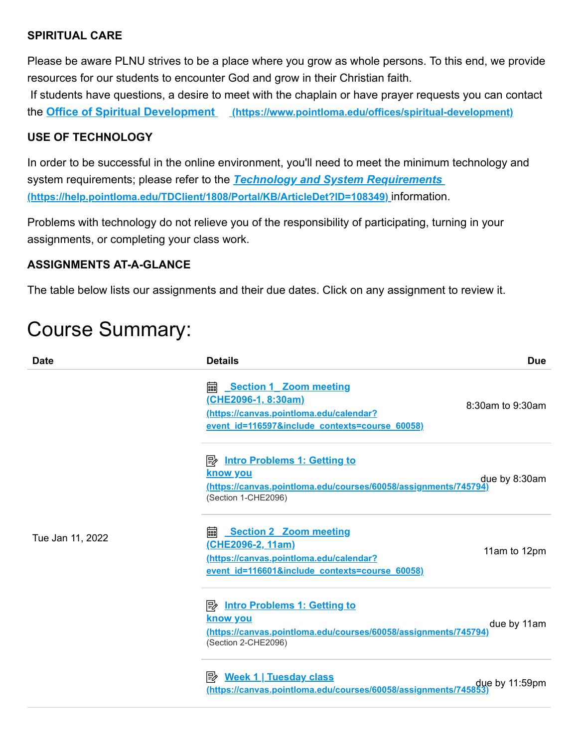**SPIRITUAL CARE**

Please be aware PLNU strives to be a place where you grow as whole persons. To this end, we provide resources for our students to encounter God and grow in their Christian faith.

If students have questions, a desire to meet with the chaplain or have prayer requests you can contact the **[Office of Spiritual Development](https://www.pointloma.edu/offices/spiritual-development)** (https://www.pointloma.edu/offices/spiritual-development)

**USE OF TECHNOLOGY**

In order to be successful in the online environment, you'll need to meet the minimum technology and system requirements; please refer to the ***[Technology and System Requirements](https://help.pointloma.edu/TDClient/1808/Portal/KB/ArticleDet?ID=108349)*** (https://help.pointloma.edu/TDClient/1808/Portal/KB/ArticleDet?ID=108349) information.

Problems with technology do not relieve you of the responsibility of participating, turning in your assignments, or completing your class work.

**ASSIGNMENTS AT-A-GLANCE**

The table below lists our assignments and their due dates. Click on any assignment to review it.

# Course Summary:

| Date | Details | Due |
|---|---|---|
| Tue Jan 11, 2022 | [Section 1_ Zoom meeting (CHE2096-1, 8:30am)](https://canvas.pointloma.edu/calendar?event_id=116597&include_contexts=course_60058) (https://canvas.pointloma.edu/calendar?event_id=116597&include_contexts=course_60058) | 8:30am to 9:30am |
| | [Intro Problems 1: Getting to know you](https://canvas.pointloma.edu/courses/60058/assignments/745794) (https://canvas.pointloma.edu/courses/60058/assignments/745794) (Section 1-CHE2096) | due by 8:30am |
| | [Section 2_ Zoom meeting (CHE2096-2, 11am)](https://canvas.pointloma.edu/calendar?event_id=116601&include_contexts=course_60058) (https://canvas.pointloma.edu/calendar?event_id=116601&include_contexts=course_60058) | 11am to 12pm |
| | [Intro Problems 1: Getting to know you](https://canvas.pointloma.edu/courses/60058/assignments/745794) (https://canvas.pointloma.edu/courses/60058/assignments/745794) (Section 2-CHE2096) | due by 11am |
| | [Week 1 \| Tuesday class](https://canvas.pointloma.edu/courses/60058/assignments/745853) (https://canvas.pointloma.edu/courses/60058/assignments/745853) | due by 11:59pm |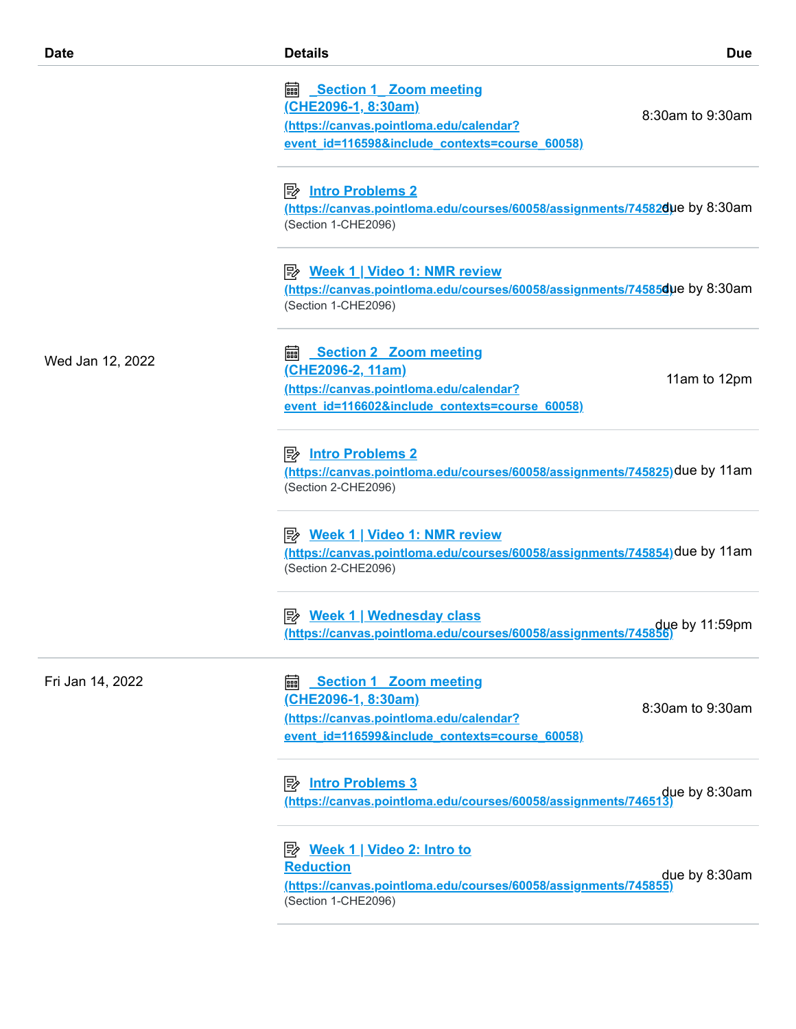| Date | Details | Due |
|---|---|---|
| Wed Jan 12, 2022 | Section 1 Zoom meeting (CHE2096-1, 8:30am) (https://canvas.pointloma.edu/calendar?event_id=116598&include_contexts=course_60058) | 8:30am to 9:30am |
| | Intro Problems 2 (https://canvas.pointloma.edu/courses/60058/assignments/745825) (Section 1-CHE2096) | due by 8:30am |
| | Week 1 \| Video 1: NMR review (https://canvas.pointloma.edu/courses/60058/assignments/745854) (Section 1-CHE2096) | due by 8:30am |
| | Section 2 Zoom meeting (CHE2096-2, 11am) (https://canvas.pointloma.edu/calendar?event_id=116602&include_contexts=course_60058) | 11am to 12pm |
| | Intro Problems 2 (https://canvas.pointloma.edu/courses/60058/assignments/745825) (Section 2-CHE2096) | due by 11am |
| | Week 1 \| Video 1: NMR review (https://canvas.pointloma.edu/courses/60058/assignments/745854) (Section 2-CHE2096) | due by 11am |
| | Week 1 \| Wednesday class (https://canvas.pointloma.edu/courses/60058/assignments/745856) | due by 11:59pm |
| Fri Jan 14, 2022 | Section 1 Zoom meeting (CHE2096-1, 8:30am) (https://canvas.pointloma.edu/calendar?event_id=116599&include_contexts=course_60058) | 8:30am to 9:30am |
| | Intro Problems 3 (https://canvas.pointloma.edu/courses/60058/assignments/746513) | due by 8:30am |
| | Week 1 \| Video 2: Intro to Reduction (https://canvas.pointloma.edu/courses/60058/assignments/745855) (Section 1-CHE2096) | due by 8:30am |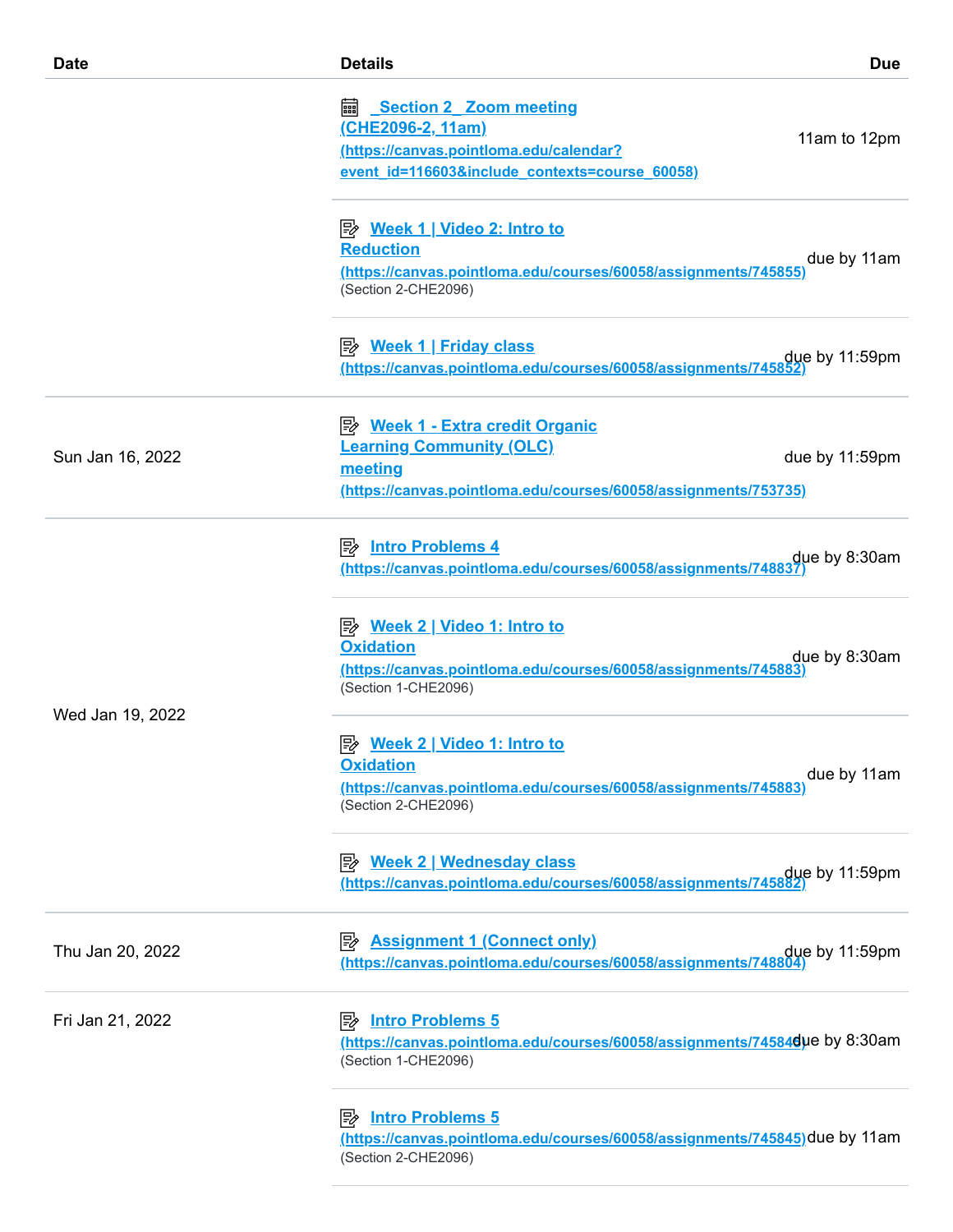| Date | Details | Due |
| --- | --- | --- |
| | [Section 2_ Zoom meeting (CHE2096-2, 11am)](https://canvas.pointloma.edu/calendar?event_id=116603&include_contexts=course_60058) (https://canvas.pointloma.edu/calendar?event_id=116603&include_contexts=course_60058) | 11am to 12pm |
| | [Week 1 \| Video 2: Intro to Reduction](https://canvas.pointloma.edu/courses/60058/assignments/745855) (https://canvas.pointloma.edu/courses/60058/assignments/745855) (Section 2-CHE2096) | due by 11am |
| | [Week 1 \| Friday class](https://canvas.pointloma.edu/courses/60058/assignments/745852) (https://canvas.pointloma.edu/courses/60058/assignments/745852) | due by 11:59pm |
| Sun Jan 16, 2022 | [Week 1 - Extra credit Organic Learning Community (OLC) meeting](https://canvas.pointloma.edu/courses/60058/assignments/753735) (https://canvas.pointloma.edu/courses/60058/assignments/753735) | due by 11:59pm |
| Wed Jan 19, 2022 | [Intro Problems 4](https://canvas.pointloma.edu/courses/60058/assignments/748837) (https://canvas.pointloma.edu/courses/60058/assignments/748837) | due by 8:30am |
| | [Week 2 \| Video 1: Intro to Oxidation](https://canvas.pointloma.edu/courses/60058/assignments/745883) (https://canvas.pointloma.edu/courses/60058/assignments/745883) (Section 1-CHE2096) | due by 8:30am |
| | [Week 2 \| Video 1: Intro to Oxidation](https://canvas.pointloma.edu/courses/60058/assignments/745883) (https://canvas.pointloma.edu/courses/60058/assignments/745883) (Section 2-CHE2096) | due by 11am |
| | [Week 2 \| Wednesday class](https://canvas.pointloma.edu/courses/60058/assignments/745882) (https://canvas.pointloma.edu/courses/60058/assignments/745882) | due by 11:59pm |
| Thu Jan 20, 2022 | [Assignment 1 (Connect only)](https://canvas.pointloma.edu/courses/60058/assignments/748804) (https://canvas.pointloma.edu/courses/60058/assignments/748804) | due by 11:59pm |
| Fri Jan 21, 2022 | [Intro Problems 5](https://canvas.pointloma.edu/courses/60058/assignments/745845) (https://canvas.pointloma.edu/courses/60058/assignments/745845) (Section 1-CHE2096) | due by 8:30am |
| | [Intro Problems 5](https://canvas.pointloma.edu/courses/60058/assignments/745845) (https://canvas.pointloma.edu/courses/60058/assignments/745845) (Section 2-CHE2096) | due by 11am |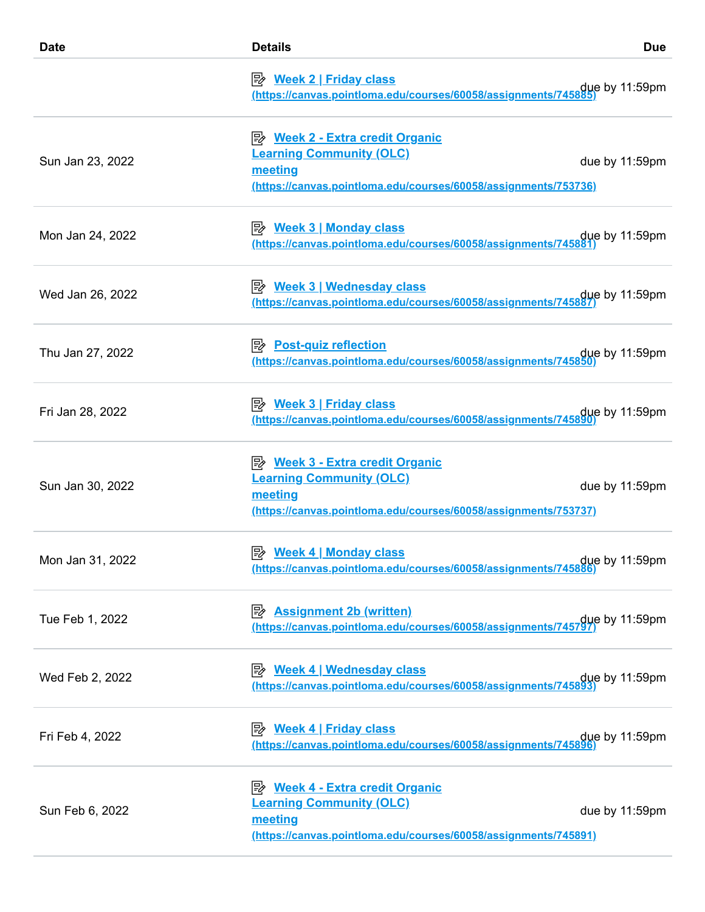| Date | Details | Due |
|---|---|---|
| | Week 2 \| Friday class (https://canvas.pointloma.edu/courses/60058/assignments/745885) | due by 11:59pm |
| Sun Jan 23, 2022 | Week 2 - Extra credit Organic Learning Community (OLC) meeting (https://canvas.pointloma.edu/courses/60058/assignments/753736) | due by 11:59pm |
| Mon Jan 24, 2022 | Week 3 \| Monday class (https://canvas.pointloma.edu/courses/60058/assignments/745881) | due by 11:59pm |
| Wed Jan 26, 2022 | Week 3 \| Wednesday class (https://canvas.pointloma.edu/courses/60058/assignments/745887) | due by 11:59pm |
| Thu Jan 27, 2022 | Post-quiz reflection (https://canvas.pointloma.edu/courses/60058/assignments/745850) | due by 11:59pm |
| Fri Jan 28, 2022 | Week 3 \| Friday class (https://canvas.pointloma.edu/courses/60058/assignments/745890) | due by 11:59pm |
| Sun Jan 30, 2022 | Week 3 - Extra credit Organic Learning Community (OLC) meeting (https://canvas.pointloma.edu/courses/60058/assignments/753737) | due by 11:59pm |
| Mon Jan 31, 2022 | Week 4 \| Monday class (https://canvas.pointloma.edu/courses/60058/assignments/745886) | due by 11:59pm |
| Tue Feb 1, 2022 | Assignment 2b (written) (https://canvas.pointloma.edu/courses/60058/assignments/745797) | due by 11:59pm |
| Wed Feb 2, 2022 | Week 4 \| Wednesday class (https://canvas.pointloma.edu/courses/60058/assignments/745893) | due by 11:59pm |
| Fri Feb 4, 2022 | Week 4 \| Friday class (https://canvas.pointloma.edu/courses/60058/assignments/745896) | due by 11:59pm |
| Sun Feb 6, 2022 | Week 4 - Extra credit Organic Learning Community (OLC) meeting (https://canvas.pointloma.edu/courses/60058/assignments/745891) | due by 11:59pm |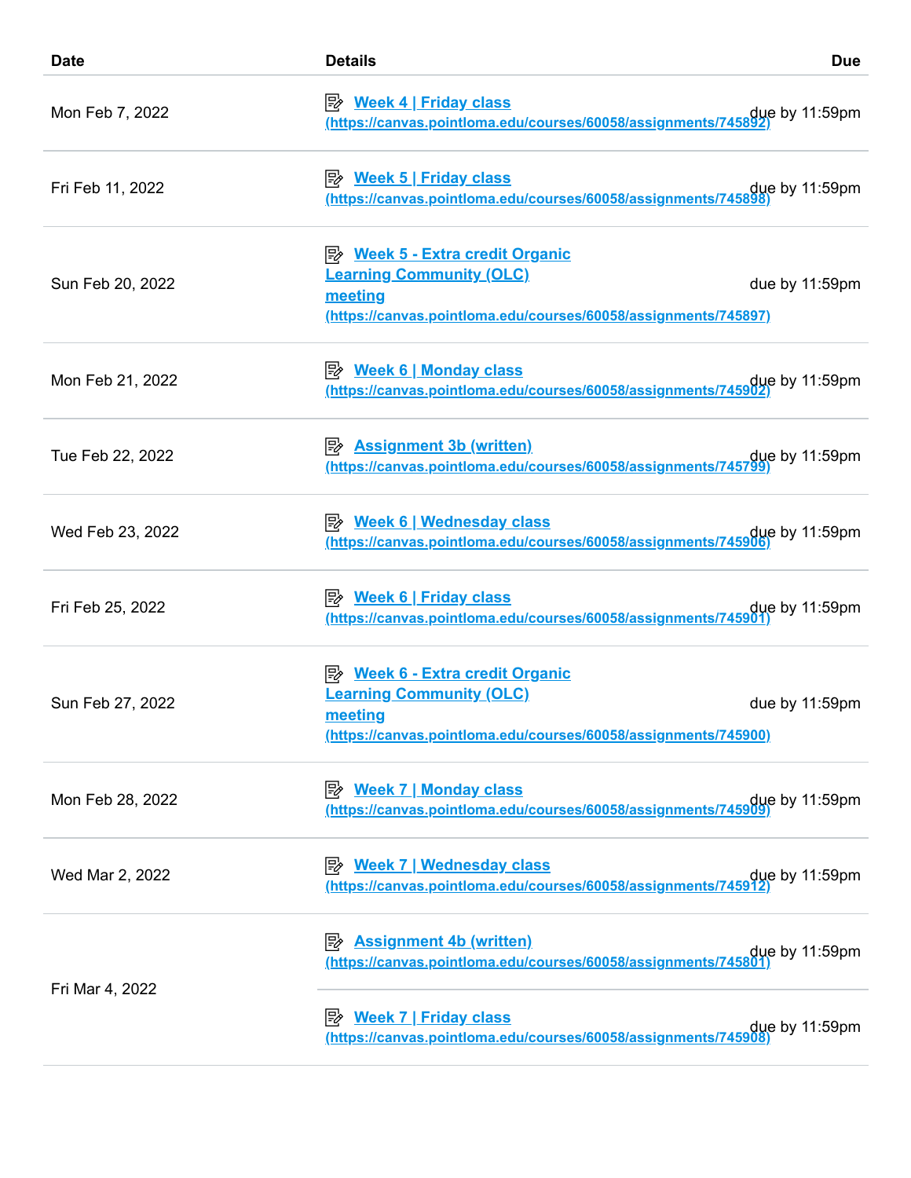| Date | Details | Due |
| --- | --- | --- |
| Mon Feb 7, 2022 | Week 4 \| Friday class (https://canvas.pointloma.edu/courses/60058/assignments/745892) | due by 11:59pm |
| Fri Feb 11, 2022 | Week 5 \| Friday class (https://canvas.pointloma.edu/courses/60058/assignments/745898) | due by 11:59pm |
| Sun Feb 20, 2022 | Week 5 - Extra credit Organic Learning Community (OLC) meeting (https://canvas.pointloma.edu/courses/60058/assignments/745897) | due by 11:59pm |
| Mon Feb 21, 2022 | Week 6 \| Monday class (https://canvas.pointloma.edu/courses/60058/assignments/745902) | due by 11:59pm |
| Tue Feb 22, 2022 | Assignment 3b (written) (https://canvas.pointloma.edu/courses/60058/assignments/745799) | due by 11:59pm |
| Wed Feb 23, 2022 | Week 6 \| Wednesday class (https://canvas.pointloma.edu/courses/60058/assignments/745906) | due by 11:59pm |
| Fri Feb 25, 2022 | Week 6 \| Friday class (https://canvas.pointloma.edu/courses/60058/assignments/745901) | due by 11:59pm |
| Sun Feb 27, 2022 | Week 6 - Extra credit Organic Learning Community (OLC) meeting (https://canvas.pointloma.edu/courses/60058/assignments/745900) | due by 11:59pm |
| Mon Feb 28, 2022 | Week 7 \| Monday class (https://canvas.pointloma.edu/courses/60058/assignments/745909) | due by 11:59pm |
| Wed Mar 2, 2022 | Week 7 \| Wednesday class (https://canvas.pointloma.edu/courses/60058/assignments/745912) | due by 11:59pm |
| Fri Mar 4, 2022 | Assignment 4b (written) (https://canvas.pointloma.edu/courses/60058/assignments/745801) | due by 11:59pm |
| | Week 7 \| Friday class (https://canvas.pointloma.edu/courses/60058/assignments/745908) | due by 11:59pm |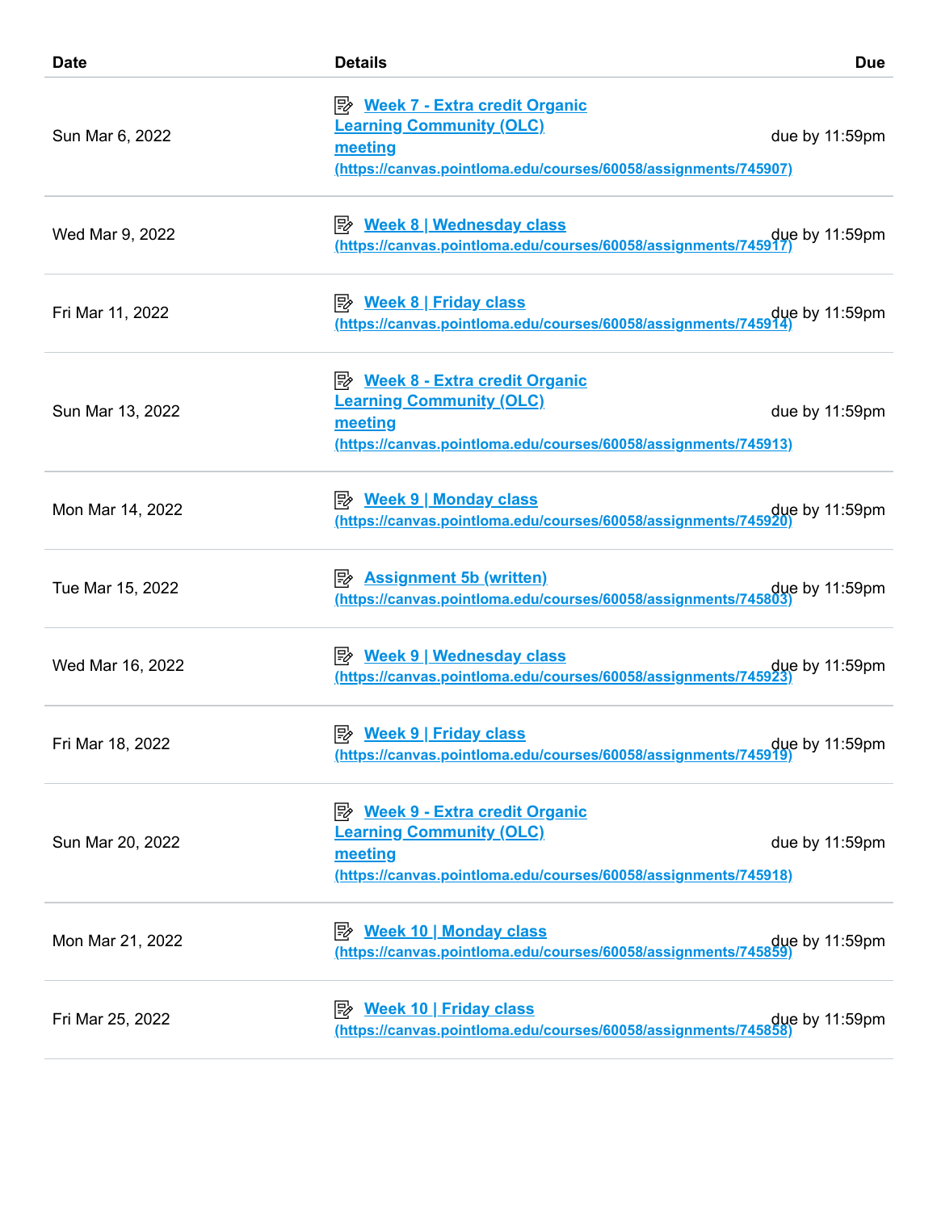| Date | Details | Due |
| --- | --- | --- |
| Sun Mar 6, 2022 | [Week 7 - Extra credit Organic Learning Community (OLC) meeting](https://canvas.pointloma.edu/courses/60058/assignments/745907) (https://canvas.pointloma.edu/courses/60058/assignments/745907) | due by 11:59pm |
| Wed Mar 9, 2022 | [Week 8 \| Wednesday class](https://canvas.pointloma.edu/courses/60058/assignments/745917) (https://canvas.pointloma.edu/courses/60058/assignments/745917) | due by 11:59pm |
| Fri Mar 11, 2022 | [Week 8 \| Friday class](https://canvas.pointloma.edu/courses/60058/assignments/745914) (https://canvas.pointloma.edu/courses/60058/assignments/745914) | due by 11:59pm |
| Sun Mar 13, 2022 | [Week 8 - Extra credit Organic Learning Community (OLC) meeting](https://canvas.pointloma.edu/courses/60058/assignments/745913) (https://canvas.pointloma.edu/courses/60058/assignments/745913) | due by 11:59pm |
| Mon Mar 14, 2022 | [Week 9 \| Monday class](https://canvas.pointloma.edu/courses/60058/assignments/745920) (https://canvas.pointloma.edu/courses/60058/assignments/745920) | due by 11:59pm |
| Tue Mar 15, 2022 | [Assignment 5b (written)](https://canvas.pointloma.edu/courses/60058/assignments/745803) (https://canvas.pointloma.edu/courses/60058/assignments/745803) | due by 11:59pm |
| Wed Mar 16, 2022 | [Week 9 \| Wednesday class](https://canvas.pointloma.edu/courses/60058/assignments/745923) (https://canvas.pointloma.edu/courses/60058/assignments/745923) | due by 11:59pm |
| Fri Mar 18, 2022 | [Week 9 \| Friday class](https://canvas.pointloma.edu/courses/60058/assignments/745919) (https://canvas.pointloma.edu/courses/60058/assignments/745919) | due by 11:59pm |
| Sun Mar 20, 2022 | [Week 9 - Extra credit Organic Learning Community (OLC) meeting](https://canvas.pointloma.edu/courses/60058/assignments/745918) (https://canvas.pointloma.edu/courses/60058/assignments/745918) | due by 11:59pm |
| Mon Mar 21, 2022 | [Week 10 \| Monday class](https://canvas.pointloma.edu/courses/60058/assignments/745859) (https://canvas.pointloma.edu/courses/60058/assignments/745859) | due by 11:59pm |
| Fri Mar 25, 2022 | [Week 10 \| Friday class](https://canvas.pointloma.edu/courses/60058/assignments/745858) (https://canvas.pointloma.edu/courses/60058/assignments/745858) | due by 11:59pm |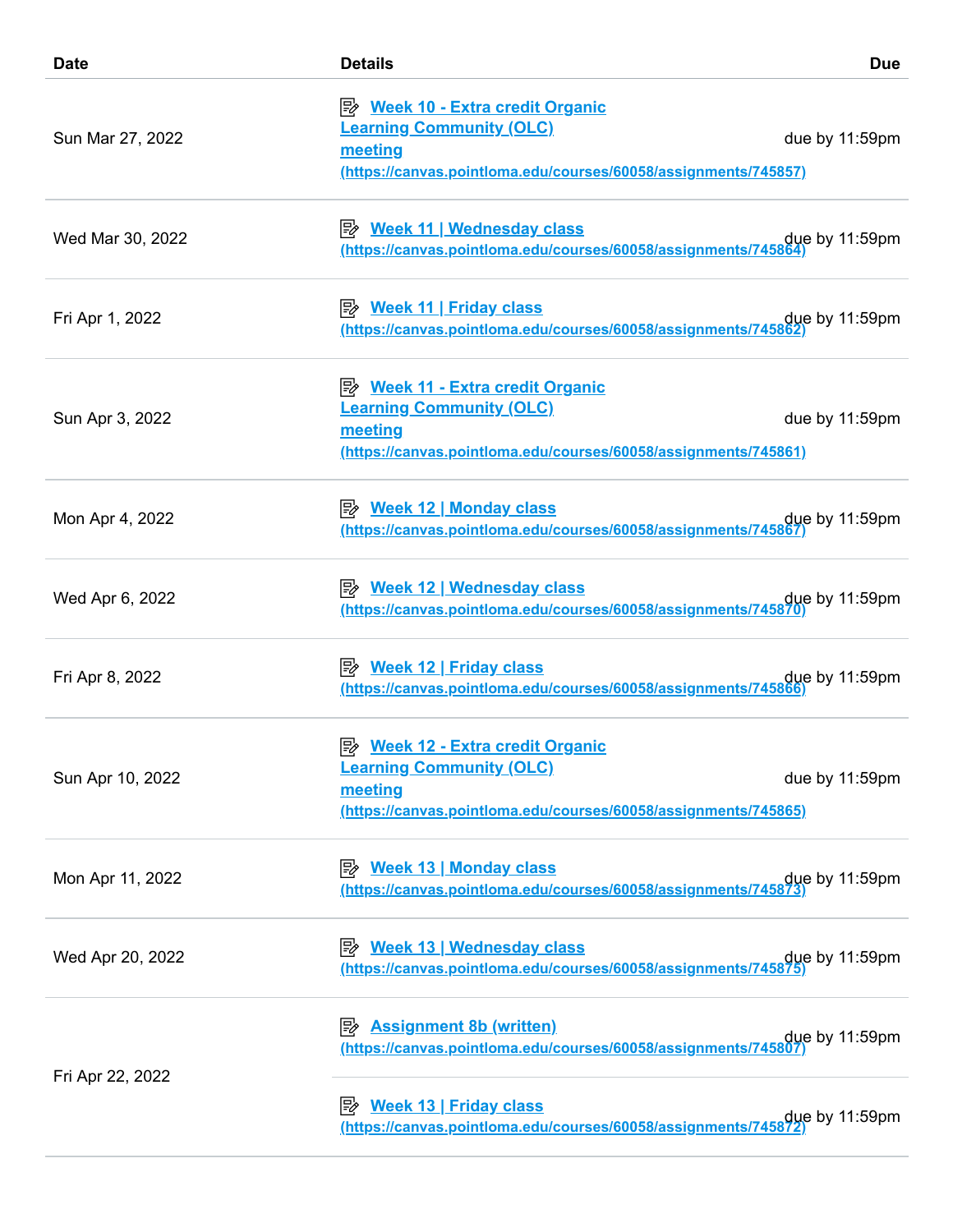| Date | Details | Due |
|---|---|---|
| Sun Mar 27, 2022 | [Week 10 - Extra credit Organic Learning Community (OLC) meeting (https://canvas.pointloma.edu/courses/60058/assignments/745857)](https://canvas.pointloma.edu/courses/60058/assignments/745857) | due by 11:59pm |
| Wed Mar 30, 2022 | [Week 11 \| Wednesday class (https://canvas.pointloma.edu/courses/60058/assignments/745864)](https://canvas.pointloma.edu/courses/60058/assignments/745864) | due by 11:59pm |
| Fri Apr 1, 2022 | [Week 11 \| Friday class (https://canvas.pointloma.edu/courses/60058/assignments/745862)](https://canvas.pointloma.edu/courses/60058/assignments/745862) | due by 11:59pm |
| Sun Apr 3, 2022 | [Week 11 - Extra credit Organic Learning Community (OLC) meeting (https://canvas.pointloma.edu/courses/60058/assignments/745861)](https://canvas.pointloma.edu/courses/60058/assignments/745861) | due by 11:59pm |
| Mon Apr 4, 2022 | [Week 12 \| Monday class (https://canvas.pointloma.edu/courses/60058/assignments/745867)](https://canvas.pointloma.edu/courses/60058/assignments/745867) | due by 11:59pm |
| Wed Apr 6, 2022 | [Week 12 \| Wednesday class (https://canvas.pointloma.edu/courses/60058/assignments/745870)](https://canvas.pointloma.edu/courses/60058/assignments/745870) | due by 11:59pm |
| Fri Apr 8, 2022 | [Week 12 \| Friday class (https://canvas.pointloma.edu/courses/60058/assignments/745866)](https://canvas.pointloma.edu/courses/60058/assignments/745866) | due by 11:59pm |
| Sun Apr 10, 2022 | [Week 12 - Extra credit Organic Learning Community (OLC) meeting (https://canvas.pointloma.edu/courses/60058/assignments/745865)](https://canvas.pointloma.edu/courses/60058/assignments/745865) | due by 11:59pm |
| Mon Apr 11, 2022 | [Week 13 \| Monday class (https://canvas.pointloma.edu/courses/60058/assignments/745873)](https://canvas.pointloma.edu/courses/60058/assignments/745873) | due by 11:59pm |
| Wed Apr 20, 2022 | [Week 13 \| Wednesday class (https://canvas.pointloma.edu/courses/60058/assignments/745875)](https://canvas.pointloma.edu/courses/60058/assignments/745875) | due by 11:59pm |
| Fri Apr 22, 2022 | [Assignment 8b (written) (https://canvas.pointloma.edu/courses/60058/assignments/745807)](https://canvas.pointloma.edu/courses/60058/assignments/745807) | due by 11:59pm |
| | [Week 13 \| Friday class (https://canvas.pointloma.edu/courses/60058/assignments/745872)](https://canvas.pointloma.edu/courses/60058/assignments/745872) | due by 11:59pm |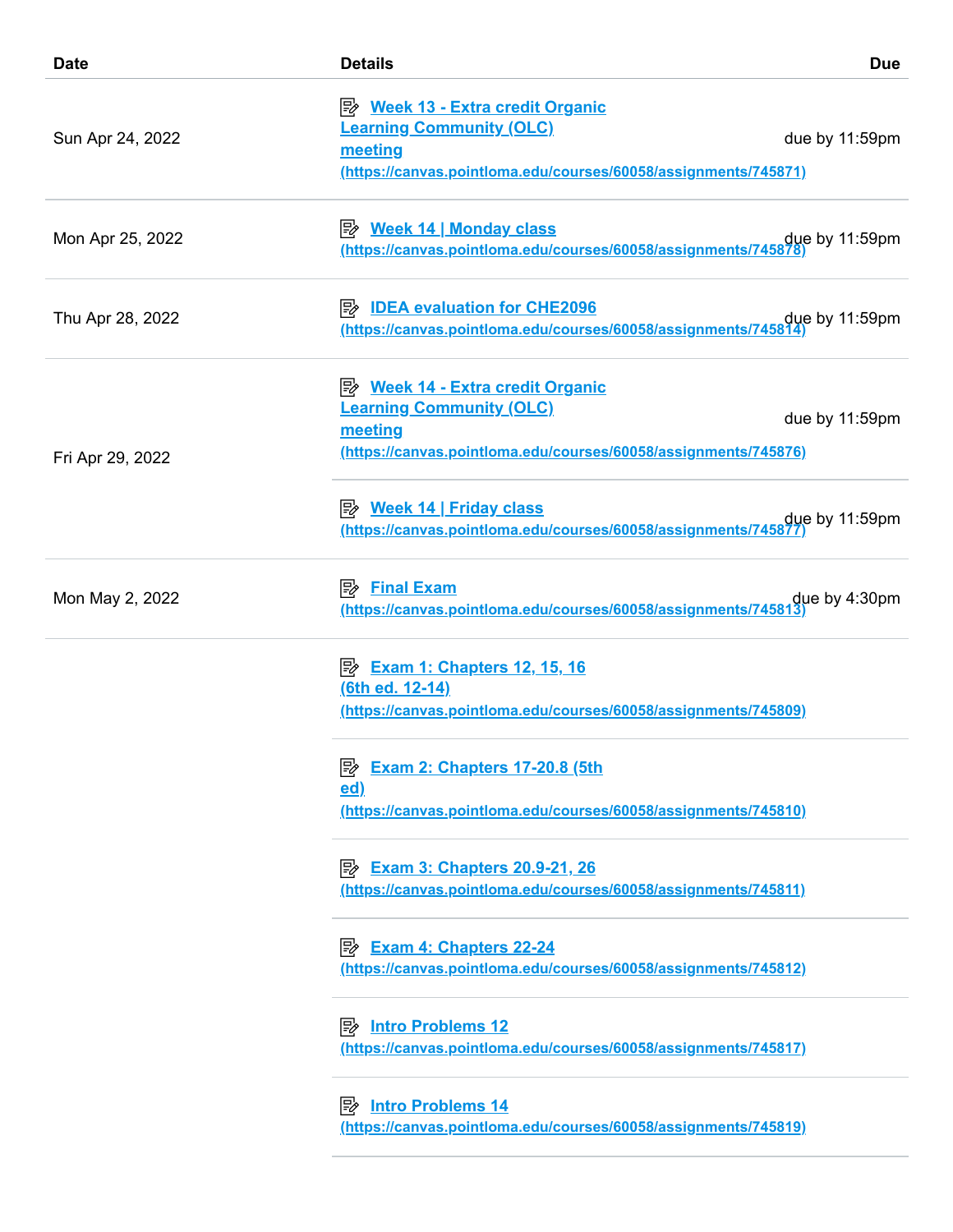| Date | Details | Due |
|---|---|---|
| Sun Apr 24, 2022 | Week 13 - Extra credit Organic Learning Community (OLC) meeting (https://canvas.pointloma.edu/courses/60058/assignments/745871) | due by 11:59pm |
| Mon Apr 25, 2022 | Week 14 \| Monday class (https://canvas.pointloma.edu/courses/60058/assignments/745878) | due by 11:59pm |
| Thu Apr 28, 2022 | IDEA evaluation for CHE2096 (https://canvas.pointloma.edu/courses/60058/assignments/745814) | due by 11:59pm |
| Fri Apr 29, 2022 | Week 14 - Extra credit Organic Learning Community (OLC) meeting (https://canvas.pointloma.edu/courses/60058/assignments/745876) | due by 11:59pm |
| | Week 14 \| Friday class (https://canvas.pointloma.edu/courses/60058/assignments/745877) | due by 11:59pm |
| Mon May 2, 2022 | Final Exam (https://canvas.pointloma.edu/courses/60058/assignments/745813) | due by 4:30pm |
| | Exam 1: Chapters 12, 15, 16 (6th ed. 12-14) (https://canvas.pointloma.edu/courses/60058/assignments/745809) | |
| | Exam 2: Chapters 17-20.8 (5th ed) (https://canvas.pointloma.edu/courses/60058/assignments/745810) | |
| | Exam 3: Chapters 20.9-21, 26 (https://canvas.pointloma.edu/courses/60058/assignments/745811) | |
| | Exam 4: Chapters 22-24 (https://canvas.pointloma.edu/courses/60058/assignments/745812) | |
| | Intro Problems 12 (https://canvas.pointloma.edu/courses/60058/assignments/745817) | |
| | Intro Problems 14 (https://canvas.pointloma.edu/courses/60058/assignments/745819) | |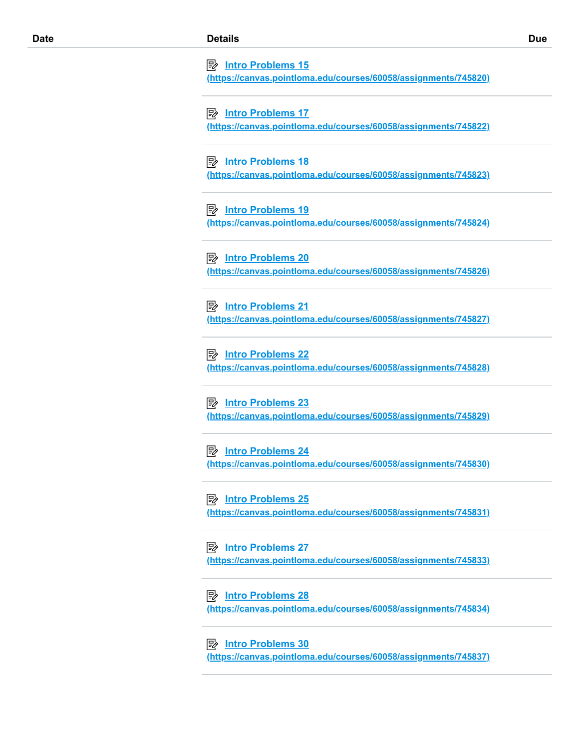| Date | Details | Due |
| --- | --- | --- |
| | Intro Problems 15 (https://canvas.pointloma.edu/courses/60058/assignments/745820) | |
| | Intro Problems 17 (https://canvas.pointloma.edu/courses/60058/assignments/745822) | |
| | Intro Problems 18 (https://canvas.pointloma.edu/courses/60058/assignments/745823) | |
| | Intro Problems 19 (https://canvas.pointloma.edu/courses/60058/assignments/745824) | |
| | Intro Problems 20 (https://canvas.pointloma.edu/courses/60058/assignments/745826) | |
| | Intro Problems 21 (https://canvas.pointloma.edu/courses/60058/assignments/745827) | |
| | Intro Problems 22 (https://canvas.pointloma.edu/courses/60058/assignments/745828) | |
| | Intro Problems 23 (https://canvas.pointloma.edu/courses/60058/assignments/745829) | |
| | Intro Problems 24 (https://canvas.pointloma.edu/courses/60058/assignments/745830) | |
| | Intro Problems 25 (https://canvas.pointloma.edu/courses/60058/assignments/745831) | |
| | Intro Problems 27 (https://canvas.pointloma.edu/courses/60058/assignments/745833) | |
| | Intro Problems 28 (https://canvas.pointloma.edu/courses/60058/assignments/745834) | |
| | Intro Problems 30 (https://canvas.pointloma.edu/courses/60058/assignments/745837) | |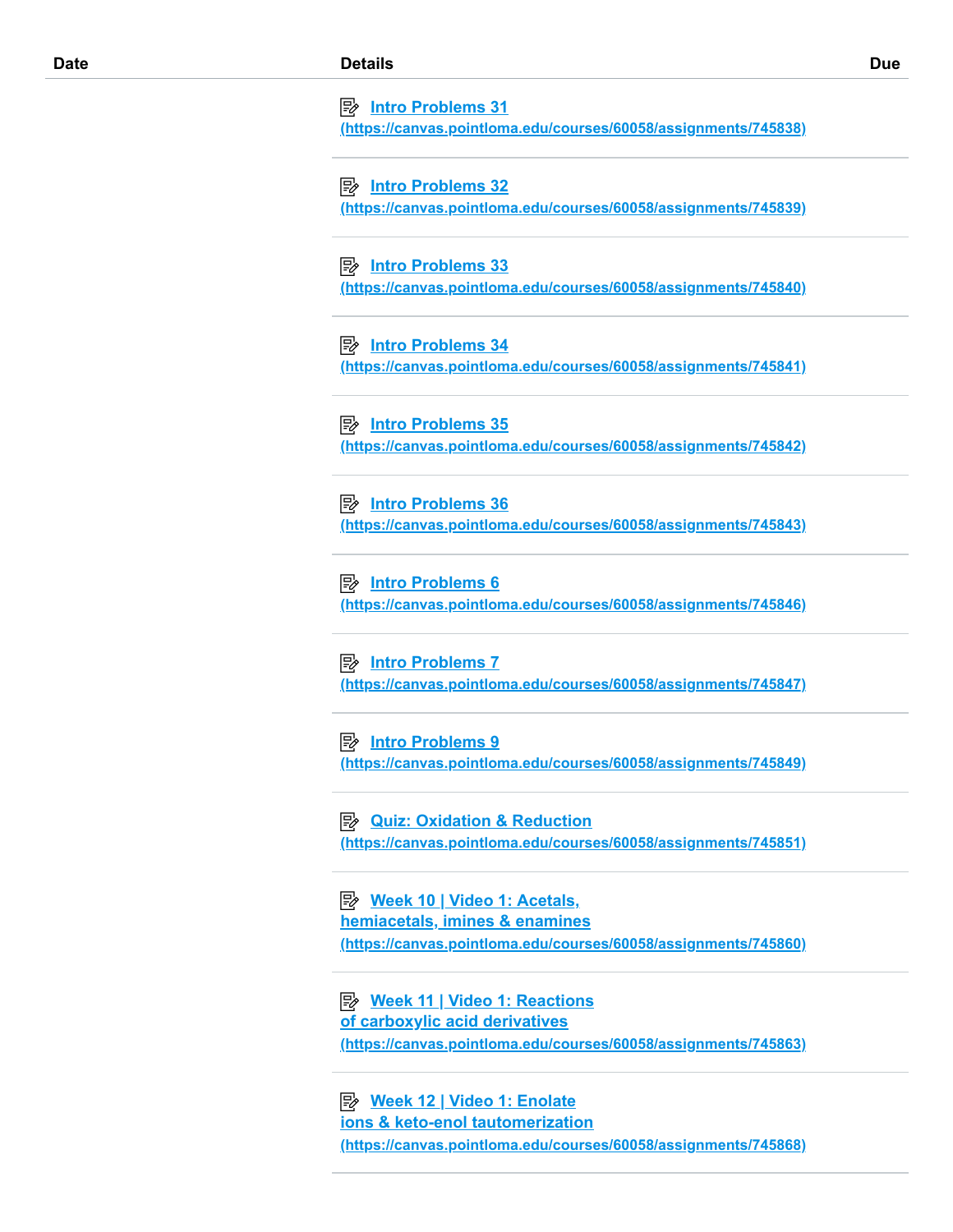| Date | Details | Due |
|---|---|---|
| | Intro Problems 31 (https://canvas.pointloma.edu/courses/60058/assignments/745838) | |
| | Intro Problems 32 (https://canvas.pointloma.edu/courses/60058/assignments/745839) | |
| | Intro Problems 33 (https://canvas.pointloma.edu/courses/60058/assignments/745840) | |
| | Intro Problems 34 (https://canvas.pointloma.edu/courses/60058/assignments/745841) | |
| | Intro Problems 35 (https://canvas.pointloma.edu/courses/60058/assignments/745842) | |
| | Intro Problems 36 (https://canvas.pointloma.edu/courses/60058/assignments/745843) | |
| | Intro Problems 6 (https://canvas.pointloma.edu/courses/60058/assignments/745846) | |
| | Intro Problems 7 (https://canvas.pointloma.edu/courses/60058/assignments/745847) | |
| | Intro Problems 9 (https://canvas.pointloma.edu/courses/60058/assignments/745849) | |
| | Quiz: Oxidation & Reduction (https://canvas.pointloma.edu/courses/60058/assignments/745851) | |
| | Week 10 \| Video 1: Acetals, hemiacetals, imines & enamines (https://canvas.pointloma.edu/courses/60058/assignments/745860) | |
| | Week 11 \| Video 1: Reactions of carboxylic acid derivatives (https://canvas.pointloma.edu/courses/60058/assignments/745863) | |
| | Week 12 \| Video 1: Enolate ions & keto-enol tautomerization (https://canvas.pointloma.edu/courses/60058/assignments/745868) | |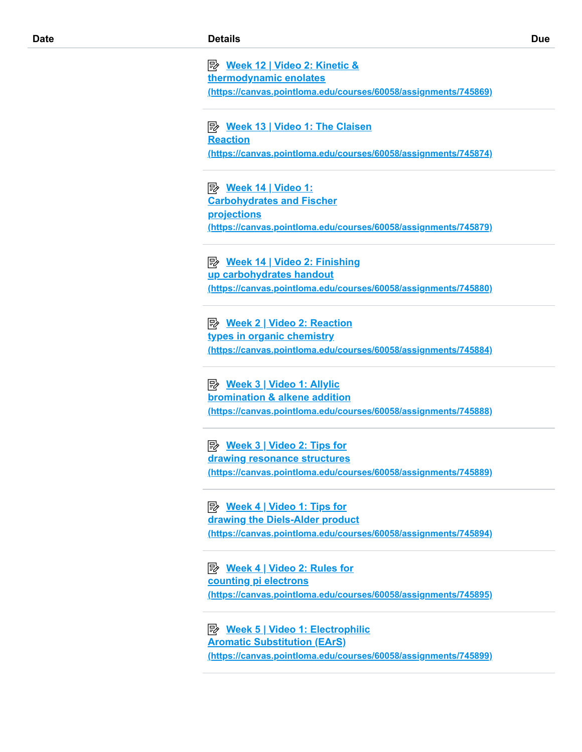| Date | Details | Due |
|---|---|---|
| | Week 12 \| Video 2: Kinetic & thermodynamic enolates (https://canvas.pointloma.edu/courses/60058/assignments/745869) | |
| | Week 13 \| Video 1: The Claisen Reaction (https://canvas.pointloma.edu/courses/60058/assignments/745874) | |
| | Week 14 \| Video 1: Carbohydrates and Fischer projections (https://canvas.pointloma.edu/courses/60058/assignments/745879) | |
| | Week 14 \| Video 2: Finishing up carbohydrates handout (https://canvas.pointloma.edu/courses/60058/assignments/745880) | |
| | Week 2 \| Video 2: Reaction types in organic chemistry (https://canvas.pointloma.edu/courses/60058/assignments/745884) | |
| | Week 3 \| Video 1: Allylic bromination & alkene addition (https://canvas.pointloma.edu/courses/60058/assignments/745888) | |
| | Week 3 \| Video 2: Tips for drawing resonance structures (https://canvas.pointloma.edu/courses/60058/assignments/745889) | |
| | Week 4 \| Video 1: Tips for drawing the Diels-Alder product (https://canvas.pointloma.edu/courses/60058/assignments/745894) | |
| | Week 4 \| Video 2: Rules for counting pi electrons (https://canvas.pointloma.edu/courses/60058/assignments/745895) | |
| | Week 5 \| Video 1: Electrophilic Aromatic Substitution (EArS) (https://canvas.pointloma.edu/courses/60058/assignments/745899) | |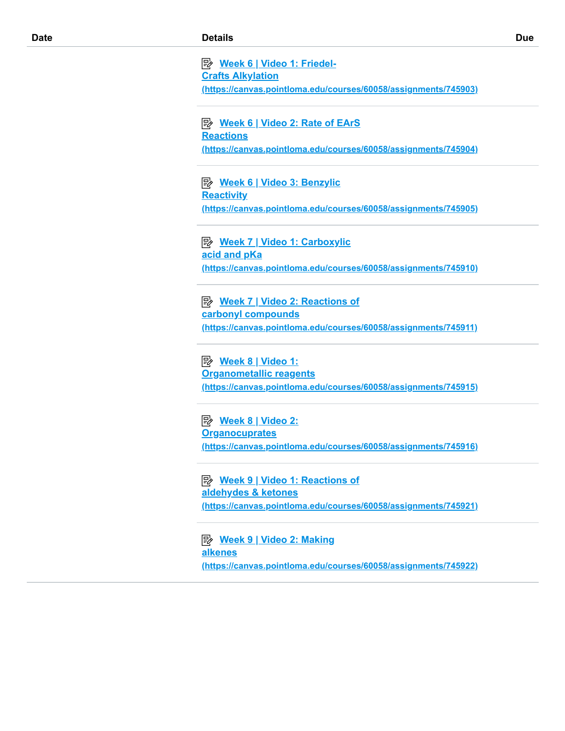| Date | Details | Due |
| --- | --- | --- |
| | Week 6 \| Video 1: Friedel-Crafts Alkylation (https://canvas.pointloma.edu/courses/60058/assignments/745903) | |
| | Week 6 \| Video 2: Rate of EArS Reactions (https://canvas.pointloma.edu/courses/60058/assignments/745904) | |
| | Week 6 \| Video 3: Benzylic Reactivity (https://canvas.pointloma.edu/courses/60058/assignments/745905) | |
| | Week 7 \| Video 1: Carboxylic acid and pKa (https://canvas.pointloma.edu/courses/60058/assignments/745910) | |
| | Week 7 \| Video 2: Reactions of carbonyl compounds (https://canvas.pointloma.edu/courses/60058/assignments/745911) | |
| | Week 8 \| Video 1: Organometallic reagents (https://canvas.pointloma.edu/courses/60058/assignments/745915) | |
| | Week 8 \| Video 2: Organocuprates (https://canvas.pointloma.edu/courses/60058/assignments/745916) | |
| | Week 9 \| Video 1: Reactions of aldehydes & ketones (https://canvas.pointloma.edu/courses/60058/assignments/745921) | |
| | Week 9 \| Video 2: Making alkenes (https://canvas.pointloma.edu/courses/60058/assignments/745922) | |